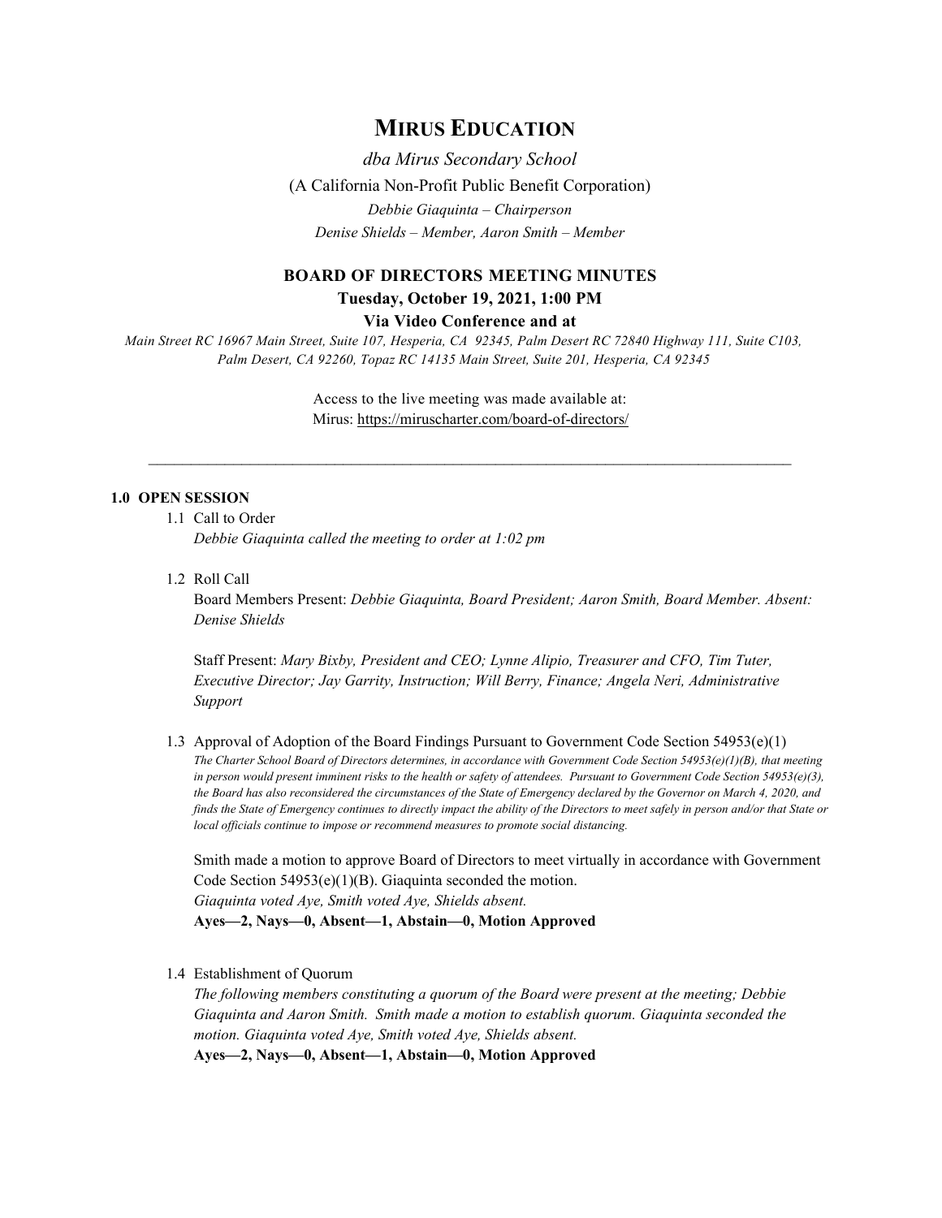# MIRUS EDUCATION

*dba Mirus Secondary School*

(A California Non-Profit Public Benefit Corporation)

*Debbie Giaquinta – Chairperson*

*Denise Shields – Member, Aaron Smith – Member*

## BOARD OF DIRECTORS MEETING MINUTES

**Tuesday, October 19, 2021, 1:00 PM**

**Via Video Conference and at**

*Main Street RC 16967 Main Street, Suite 107, Hesperia, CA 92345, Palm Desert RC 72840 Highway 111, Suite C103, Palm Desert, CA 92260, Topaz RC 14135 Main Street, Suite 201, Hesperia, CA 92345*

Access to the live meeting was made available at:
Mirus: https://miruscharter.com/board-of-directors/

---

### 1.0 OPEN SESSION

1.1 Call to Order

*Debbie Giaquinta called the meeting to order at 1:02 pm*

1.2 Roll Call

Board Members Present: *Debbie Giaquinta, Board President; Aaron Smith, Board Member. Absent: Denise Shields*

Staff Present: *Mary Bixby, President and CEO; Lynne Alipio, Treasurer and CFO, Tim Tuter, Executive Director; Jay Garrity, Instruction; Will Berry, Finance; Angela Neri, Administrative Support*

1.3 Approval of Adoption of the Board Findings Pursuant to Government Code Section 54953(e)(1)

*The Charter School Board of Directors determines, in accordance with Government Code Section 54953(e)(1)(B), that meeting in person would present imminent risks to the health or safety of attendees. Pursuant to Government Code Section 54953(e)(3), the Board has also reconsidered the circumstances of the State of Emergency declared by the Governor on March 4, 2020, and finds the State of Emergency continues to directly impact the ability of the Directors to meet safely in person and/or that State or local officials continue to impose or recommend measures to promote social distancing.*

Smith made a motion to approve Board of Directors to meet virtually in accordance with Government Code Section 54953(e)(1)(B). Giaquinta seconded the motion.

*Giaquinta voted Aye, Smith voted Aye, Shields absent.*

**Ayes—2, Nays—0, Absent—1, Abstain—0, Motion Approved**

1.4 Establishment of Quorum

*The following members constituting a quorum of the Board were present at the meeting; Debbie Giaquinta and Aaron Smith. Smith made a motion to establish quorum. Giaquinta seconded the motion. Giaquinta voted Aye, Smith voted Aye, Shields absent.*

**Ayes—2, Nays—0, Absent—1, Abstain—0, Motion Approved**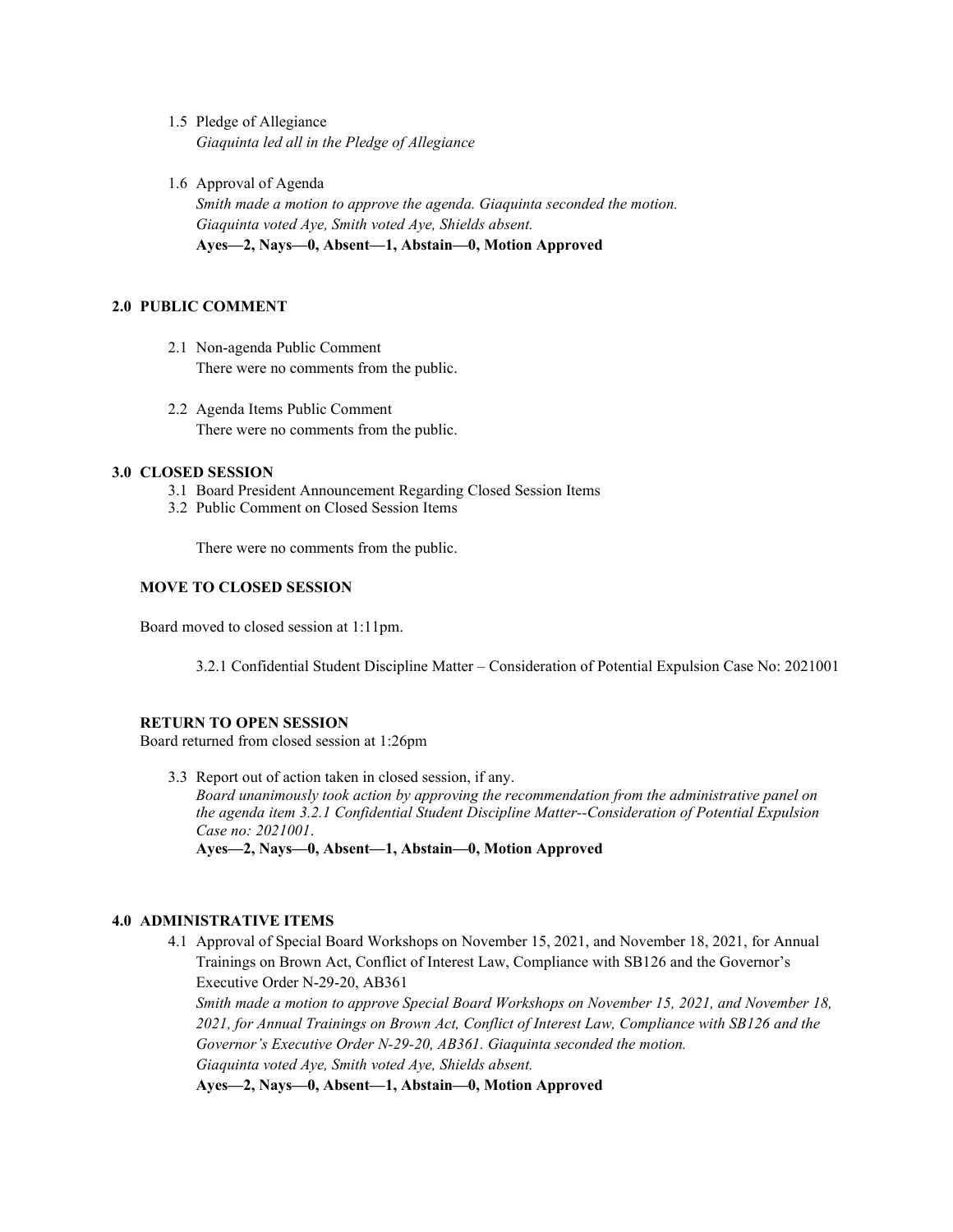1.5 Pledge of Allegiance
*Giaquinta led all in the Pledge of Allegiance*

1.6 Approval of Agenda
*Smith made a motion to approve the agenda. Giaquinta seconded the motion.*
*Giaquinta voted Aye, Smith voted Aye, Shields absent.*
**Ayes—2, Nays—0, Absent—1, Abstain—0, Motion Approved**

## 2.0 PUBLIC COMMENT

2.1 Non-agenda Public Comment
There were no comments from the public.

2.2 Agenda Items Public Comment
There were no comments from the public.

## 3.0 CLOSED SESSION

3.1 Board President Announcement Regarding Closed Session Items
3.2 Public Comment on Closed Session Items

There were no comments from the public.

**MOVE TO CLOSED SESSION**

Board moved to closed session at 1:11pm.

3.2.1 Confidential Student Discipline Matter – Consideration of Potential Expulsion Case No: 2021001

**RETURN TO OPEN SESSION**
Board returned from closed session at 1:26pm

3.3 Report out of action taken in closed session, if any.
*Board unanimously took action by approving the recommendation from the administrative panel on the agenda item 3.2.1 Confidential Student Discipline Matter--Consideration of Potential Expulsion Case no: 2021001.*
**Ayes—2, Nays—0, Absent—1, Abstain—0, Motion Approved**

## 4.0 ADMINISTRATIVE ITEMS

4.1 Approval of Special Board Workshops on November 15, 2021, and November 18, 2021, for Annual Trainings on Brown Act, Conflict of Interest Law, Compliance with SB126 and the Governor's Executive Order N-29-20, AB361
*Smith made a motion to approve Special Board Workshops on November 15, 2021, and November 18, 2021, for Annual Trainings on Brown Act, Conflict of Interest Law, Compliance with SB126 and the Governor's Executive Order N-29-20, AB361. Giaquinta seconded the motion.*
*Giaquinta voted Aye, Smith voted Aye, Shields absent.*
**Ayes—2, Nays—0, Absent—1, Abstain—0, Motion Approved**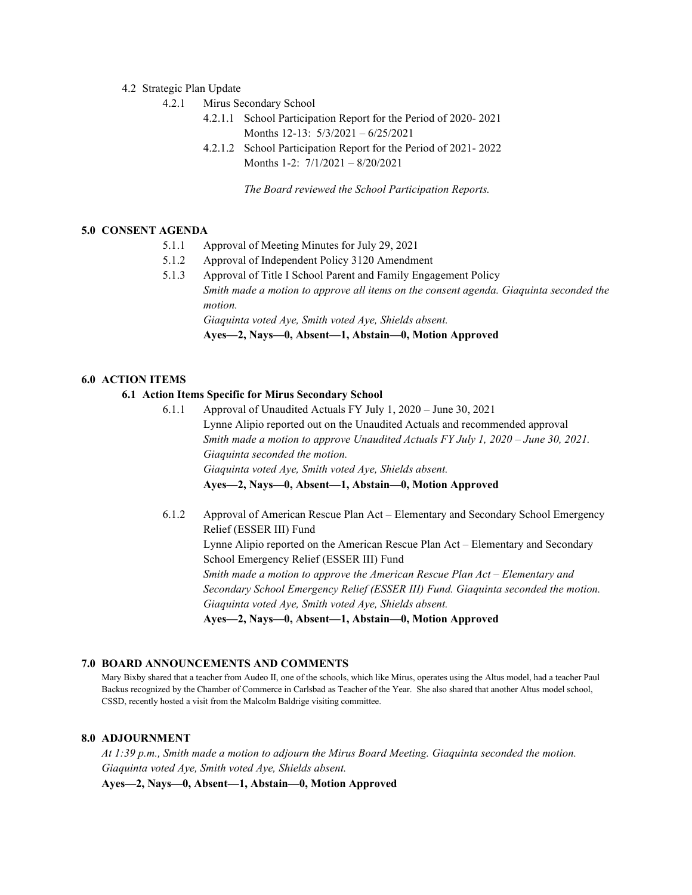4.2 Strategic Plan Update

- 4.2.1 Mirus Secondary School
  - 4.2.1.1 School Participation Report for the Period of 2020- 2021
    Months 12-13: 5/3/2021 – 6/25/2021
  - 4.2.1.2 School Participation Report for the Period of 2021- 2022
    Months 1-2: 7/1/2021 – 8/20/2021

    *The Board reviewed the School Participation Reports.*

## 5.0 CONSENT AGENDA

- 5.1.1 Approval of Meeting Minutes for July 29, 2021
- 5.1.2 Approval of Independent Policy 3120 Amendment
- 5.1.3 Approval of Title I School Parent and Family Engagement Policy
  *Smith made a motion to approve all items on the consent agenda. Giaquinta seconded the motion.*
  *Giaquinta voted Aye, Smith voted Aye, Shields absent.*
  **Ayes—2, Nays—0, Absent—1, Abstain—0, Motion Approved**

## 6.0 ACTION ITEMS

### 6.1 Action Items Specific for Mirus Secondary School

- 6.1.1 Approval of Unaudited Actuals FY July 1, 2020 – June 30, 2021
  Lynne Alipio reported out on the Unaudited Actuals and recommended approval
  *Smith made a motion to approve Unaudited Actuals FY July 1, 2020 – June 30, 2021. Giaquinta seconded the motion.*
  *Giaquinta voted Aye, Smith voted Aye, Shields absent.*
  **Ayes—2, Nays—0, Absent—1, Abstain—0, Motion Approved**

- 6.1.2 Approval of American Rescue Plan Act – Elementary and Secondary School Emergency Relief (ESSER III) Fund
  Lynne Alipio reported on the American Rescue Plan Act – Elementary and Secondary School Emergency Relief (ESSER III) Fund
  *Smith made a motion to approve the American Rescue Plan Act – Elementary and Secondary School Emergency Relief (ESSER III) Fund. Giaquinta seconded the motion.*
  *Giaquinta voted Aye, Smith voted Aye, Shields absent.*
  **Ayes—2, Nays—0, Absent—1, Abstain—0, Motion Approved**

## 7.0 BOARD ANNOUNCEMENTS AND COMMENTS

Mary Bixby shared that a teacher from Audeo II, one of the schools, which like Mirus, operates using the Altus model, had a teacher Paul Backus recognized by the Chamber of Commerce in Carlsbad as Teacher of the Year. She also shared that another Altus model school, CSSD, recently hosted a visit from the Malcolm Baldrige visiting committee.

## 8.0 ADJOURNMENT

*At 1:39 p.m., Smith made a motion to adjourn the Mirus Board Meeting. Giaquinta seconded the motion.*
*Giaquinta voted Aye, Smith voted Aye, Shields absent.*
**Ayes—2, Nays—0, Absent—1, Abstain—0, Motion Approved**